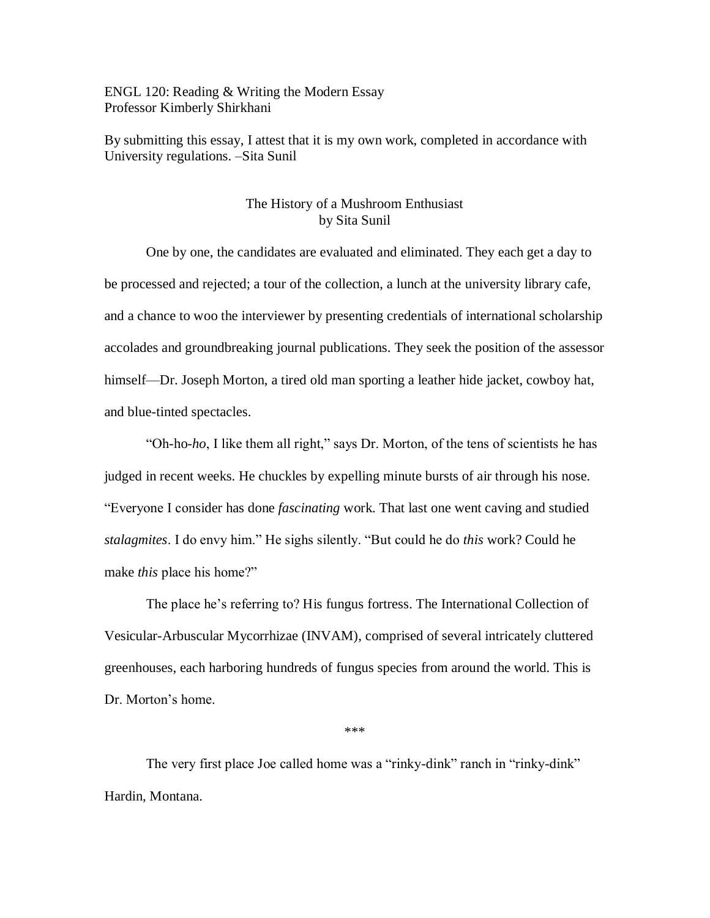ENGL 120: Reading & Writing the Modern Essay
Professor Kimberly Shirkhani

By submitting this essay, I attest that it is my own work, completed in accordance with University regulations. –Sita Sunil

# The History of a Mushroom Enthusiast

by Sita Sunil

One by one, the candidates are evaluated and eliminated. They each get a day to be processed and rejected; a tour of the collection, a lunch at the university library cafe, and a chance to woo the interviewer by presenting credentials of international scholarship accolades and groundbreaking journal publications. They seek the position of the assessor himself—Dr. Joseph Morton, a tired old man sporting a leather hide jacket, cowboy hat, and blue-tinted spectacles.

"Oh-ho-*ho*, I like them all right," says Dr. Morton, of the tens of scientists he has judged in recent weeks. He chuckles by expelling minute bursts of air through his nose. "Everyone I consider has done *fascinating* work. That last one went caving and studied *stalagmites*. I do envy him." He sighs silently. "But could he do *this* work? Could he make *this* place his home?"

The place he's referring to? His fungus fortress. The International Collection of Vesicular-Arbuscular Mycorrhizae (INVAM), comprised of several intricately cluttered greenhouses, each harboring hundreds of fungus species from around the world. This is Dr. Morton's home.

***

The very first place Joe called home was a "rinky-dink" ranch in "rinky-dink" Hardin, Montana.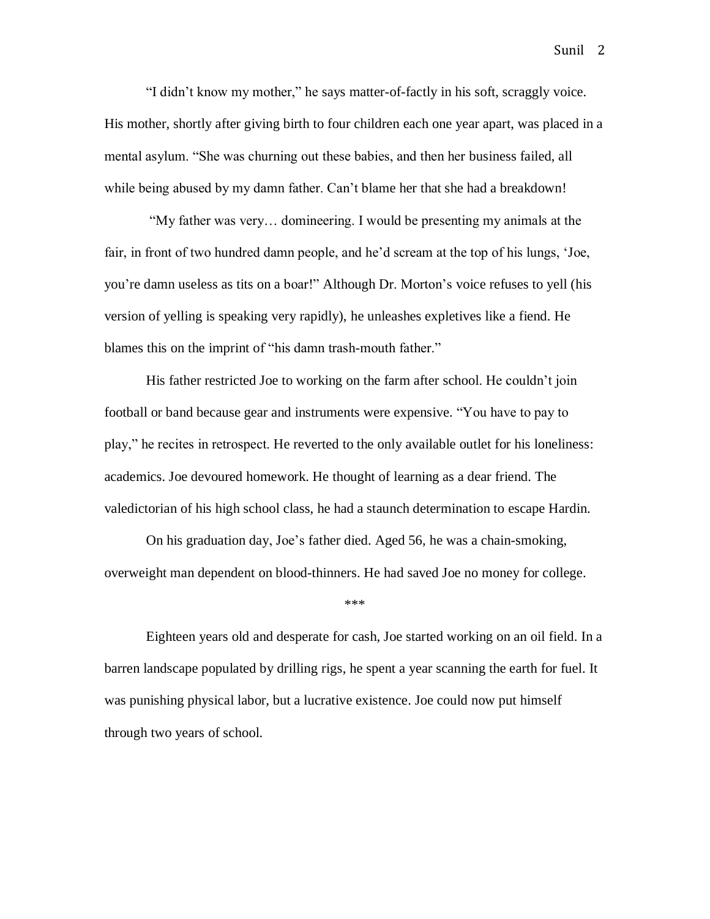"I didn't know my mother," he says matter-of-factly in his soft, scraggly voice. His mother, shortly after giving birth to four children each one year apart, was placed in a mental asylum. "She was churning out these babies, and then her business failed, all while being abused by my damn father. Can't blame her that she had a breakdown!

"My father was very… domineering. I would be presenting my animals at the fair, in front of two hundred damn people, and he'd scream at the top of his lungs, 'Joe, you're damn useless as tits on a boar!" Although Dr. Morton's voice refuses to yell (his version of yelling is speaking very rapidly), he unleashes expletives like a fiend. He blames this on the imprint of "his damn trash-mouth father."

His father restricted Joe to working on the farm after school. He couldn't join football or band because gear and instruments were expensive. "You have to pay to play," he recites in retrospect. He reverted to the only available outlet for his loneliness: academics. Joe devoured homework. He thought of learning as a dear friend. The valedictorian of his high school class, he had a staunch determination to escape Hardin.

On his graduation day, Joe's father died. Aged 56, he was a chain-smoking, overweight man dependent on blood-thinners. He had saved Joe no money for college.

***

Eighteen years old and desperate for cash, Joe started working on an oil field. In a barren landscape populated by drilling rigs, he spent a year scanning the earth for fuel. It was punishing physical labor, but a lucrative existence. Joe could now put himself through two years of school.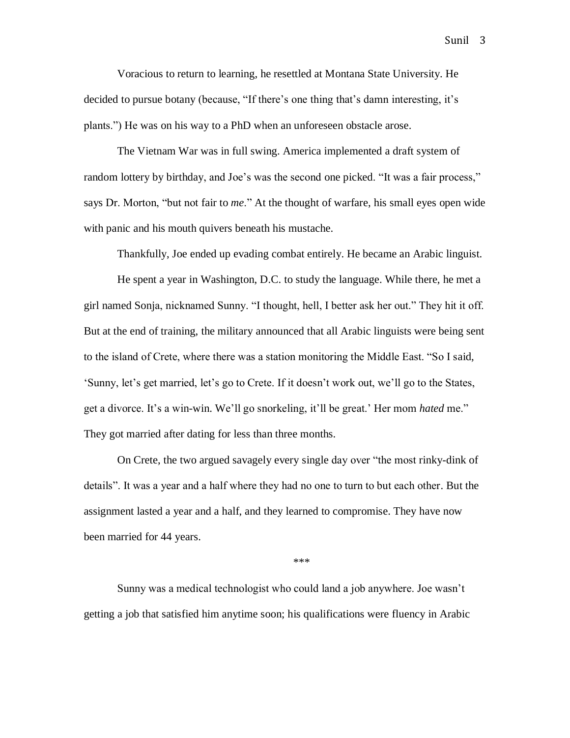Voracious to return to learning, he resettled at Montana State University. He decided to pursue botany (because, "If there's one thing that's damn interesting, it's plants.") He was on his way to a PhD when an unforeseen obstacle arose.

The Vietnam War was in full swing. America implemented a draft system of random lottery by birthday, and Joe's was the second one picked. "It was a fair process," says Dr. Morton, "but not fair to *me*." At the thought of warfare, his small eyes open wide with panic and his mouth quivers beneath his mustache.

Thankfully, Joe ended up evading combat entirely. He became an Arabic linguist.

He spent a year in Washington, D.C. to study the language. While there, he met a girl named Sonja, nicknamed Sunny. "I thought, hell, I better ask her out." They hit it off. But at the end of training, the military announced that all Arabic linguists were being sent to the island of Crete, where there was a station monitoring the Middle East. "So I said, 'Sunny, let's get married, let's go to Crete. If it doesn't work out, we'll go to the States, get a divorce. It's a win-win. We'll go snorkeling, it'll be great.' Her mom *hated* me." They got married after dating for less than three months.

On Crete, the two argued savagely every single day over "the most rinky-dink of details". It was a year and a half where they had no one to turn to but each other. But the assignment lasted a year and a half, and they learned to compromise. They have now been married for 44 years.

***

Sunny was a medical technologist who could land a job anywhere. Joe wasn't getting a job that satisfied him anytime soon; his qualifications were fluency in Arabic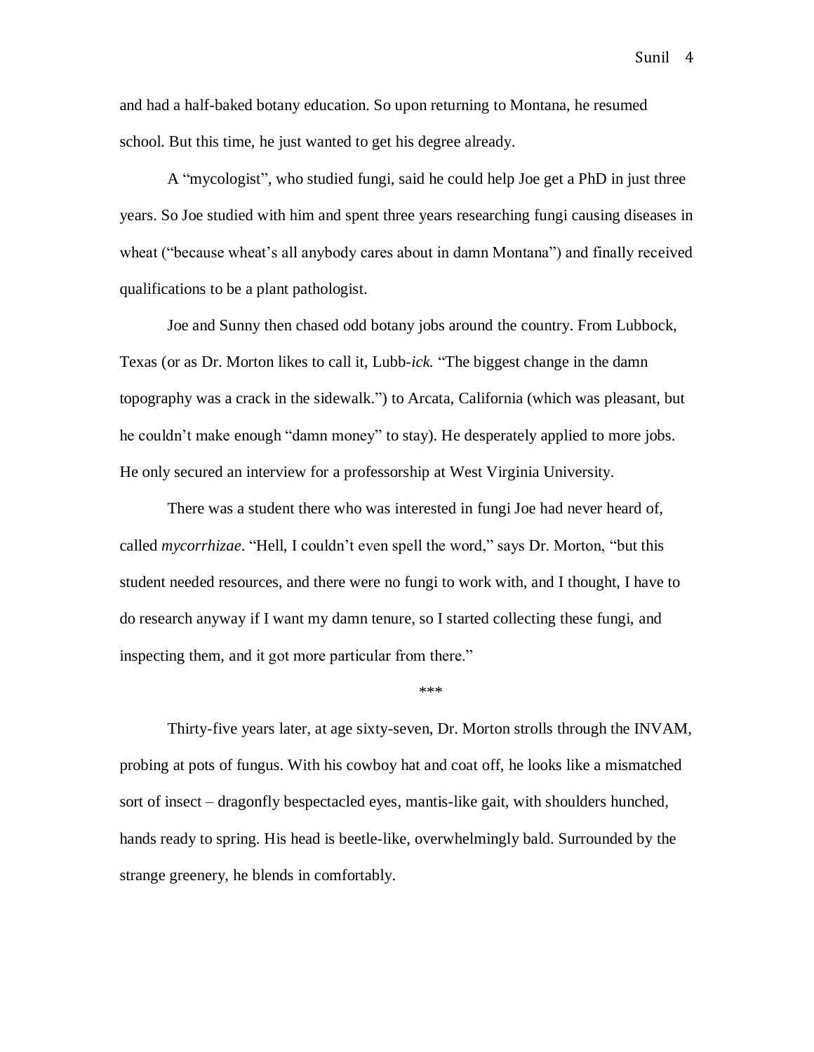and had a half-baked botany education. So upon returning to Montana, he resumed school. But this time, he just wanted to get his degree already.

A "mycologist", who studied fungi, said he could help Joe get a PhD in just three years. So Joe studied with him and spent three years researching fungi causing diseases in wheat ("because wheat's all anybody cares about in damn Montana") and finally received qualifications to be a plant pathologist.

Joe and Sunny then chased odd botany jobs around the country. From Lubbock, Texas (or as Dr. Morton likes to call it, Lubb-*ick.* "The biggest change in the damn topography was a crack in the sidewalk.") to Arcata, California (which was pleasant, but he couldn't make enough "damn money" to stay). He desperately applied to more jobs. He only secured an interview for a professorship at West Virginia University.

There was a student there who was interested in fungi Joe had never heard of, called *mycorrhizae*. "Hell, I couldn't even spell the word," says Dr. Morton, "but this student needed resources, and there were no fungi to work with, and I thought, I have to do research anyway if I want my damn tenure, so I started collecting these fungi, and inspecting them, and it got more particular from there."

***

Thirty-five years later, at age sixty-seven, Dr. Morton strolls through the INVAM, probing at pots of fungus. With his cowboy hat and coat off, he looks like a mismatched sort of insect – dragonfly bespectacled eyes, mantis-like gait, with shoulders hunched, hands ready to spring. His head is beetle-like, overwhelmingly bald. Surrounded by the strange greenery, he blends in comfortably.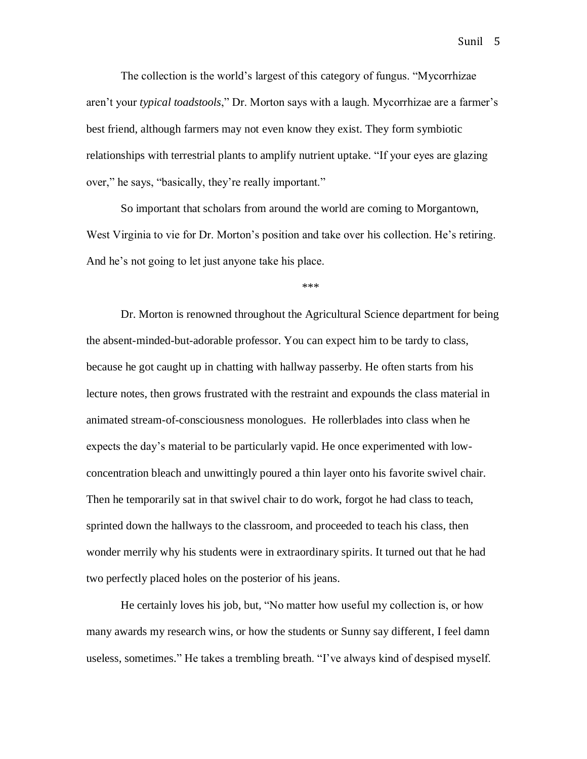The collection is the world's largest of this category of fungus. "Mycorrhizae aren't your *typical toadstools*," Dr. Morton says with a laugh. Mycorrhizae are a farmer's best friend, although farmers may not even know they exist. They form symbiotic relationships with terrestrial plants to amplify nutrient uptake. "If your eyes are glazing over," he says, "basically, they're really important."

So important that scholars from around the world are coming to Morgantown, West Virginia to vie for Dr. Morton's position and take over his collection. He's retiring. And he's not going to let just anyone take his place.

***

Dr. Morton is renowned throughout the Agricultural Science department for being the absent-minded-but-adorable professor. You can expect him to be tardy to class, because he got caught up in chatting with hallway passerby. He often starts from his lecture notes, then grows frustrated with the restraint and expounds the class material in animated stream-of-consciousness monologues. He rollerblades into class when he expects the day's material to be particularly vapid. He once experimented with low-concentration bleach and unwittingly poured a thin layer onto his favorite swivel chair. Then he temporarily sat in that swivel chair to do work, forgot he had class to teach, sprinted down the hallways to the classroom, and proceeded to teach his class, then wonder merrily why his students were in extraordinary spirits. It turned out that he had two perfectly placed holes on the posterior of his jeans.

He certainly loves his job, but, "No matter how useful my collection is, or how many awards my research wins, or how the students or Sunny say different, I feel damn useless, sometimes." He takes a trembling breath. "I've always kind of despised myself.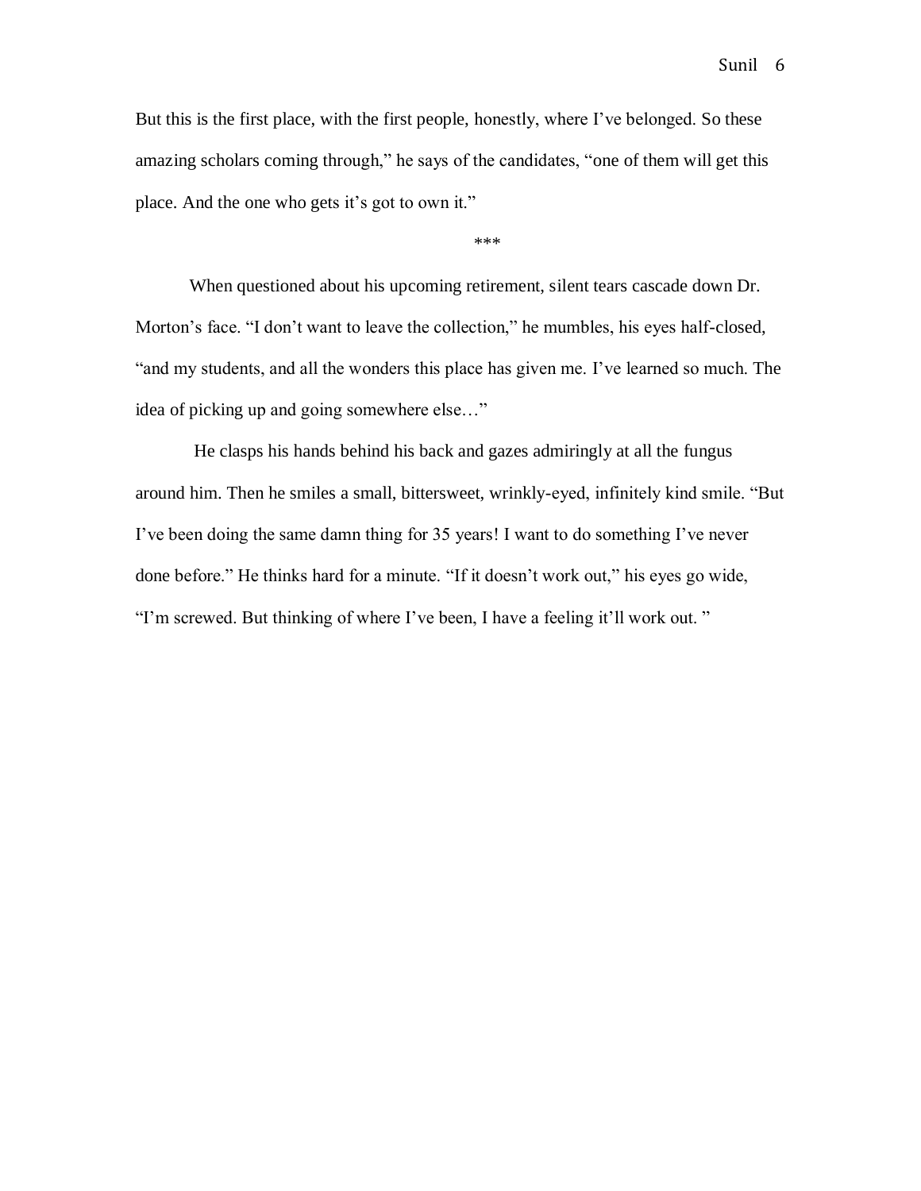But this is the first place, with the first people, honestly, where I've belonged. So these amazing scholars coming through," he says of the candidates, "one of them will get this place. And the one who gets it's got to own it."

***

When questioned about his upcoming retirement, silent tears cascade down Dr. Morton's face. "I don't want to leave the collection," he mumbles, his eyes half-closed, "and my students, and all the wonders this place has given me. I've learned so much. The idea of picking up and going somewhere else…"

He clasps his hands behind his back and gazes admiringly at all the fungus around him. Then he smiles a small, bittersweet, wrinkly-eyed, infinitely kind smile. "But I've been doing the same damn thing for 35 years! I want to do something I've never done before." He thinks hard for a minute. "If it doesn't work out," his eyes go wide, "I'm screwed. But thinking of where I've been, I have a feeling it'll work out. "